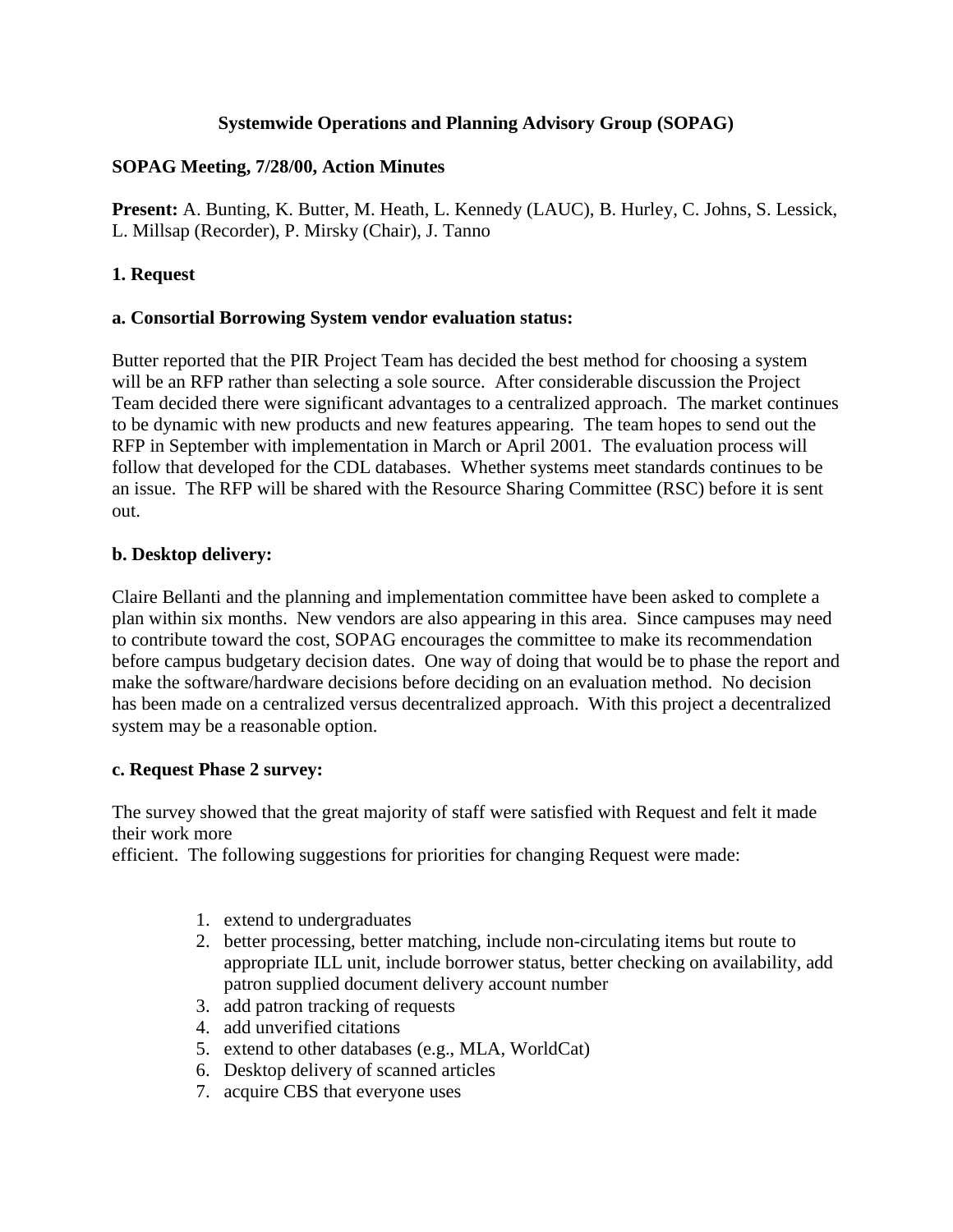# Systemwide Operations and Planning Advisory Group (SOPAG)

**SOPAG Meeting, 7/28/00, Action Minutes**

**Present:** A. Bunting, K. Butter, M. Heath, L. Kennedy (LAUC), B. Hurley, C. Johns, S. Lessick, L. Millsap (Recorder), P. Mirsky (Chair), J. Tanno

## 1. Request

### a. Consortial Borrowing System vendor evaluation status:

Butter reported that the PIR Project Team has decided the best method for choosing a system will be an RFP rather than selecting a sole source. After considerable discussion the Project Team decided there were significant advantages to a centralized approach. The market continues to be dynamic with new products and new features appearing. The team hopes to send out the RFP in September with implementation in March or April 2001. The evaluation process will follow that developed for the CDL databases. Whether systems meet standards continues to be an issue. The RFP will be shared with the Resource Sharing Committee (RSC) before it is sent out.

### b. Desktop delivery:

Claire Bellanti and the planning and implementation committee have been asked to complete a plan within six months. New vendors are also appearing in this area. Since campuses may need to contribute toward the cost, SOPAG encourages the committee to make its recommendation before campus budgetary decision dates. One way of doing that would be to phase the report and make the software/hardware decisions before deciding on an evaluation method. No decision has been made on a centralized versus decentralized approach. With this project a decentralized system may be a reasonable option.

### c. Request Phase 2 survey:

The survey showed that the great majority of staff were satisfied with Request and felt it made their work more efficient. The following suggestions for priorities for changing Request were made:

1. extend to undergraduates
2. better processing, better matching, include non-circulating items but route to appropriate ILL unit, include borrower status, better checking on availability, add patron supplied document delivery account number
3. add patron tracking of requests
4. add unverified citations
5. extend to other databases (e.g., MLA, WorldCat)
6. Desktop delivery of scanned articles
7. acquire CBS that everyone uses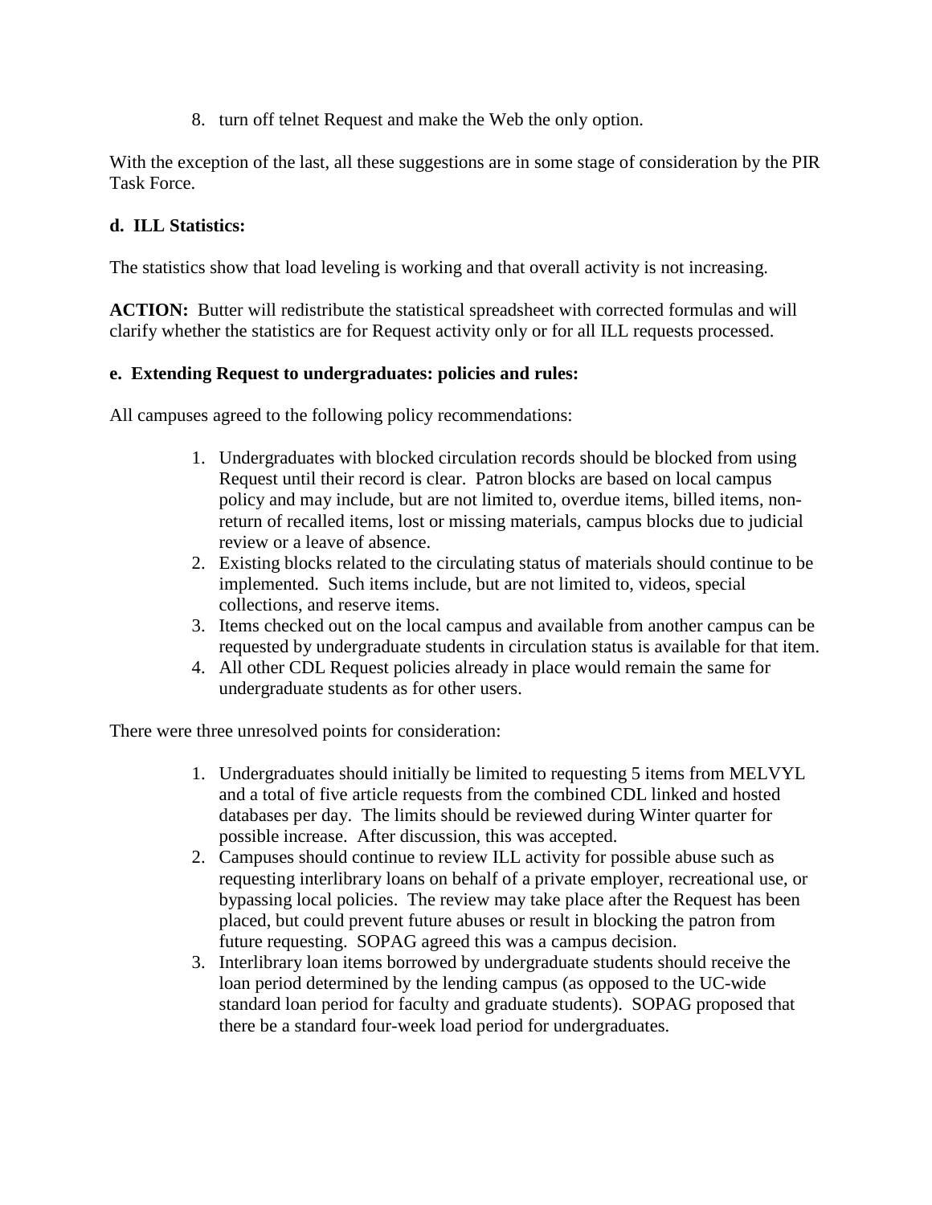8. turn off telnet Request and make the Web the only option.

With the exception of the last, all these suggestions are in some stage of consideration by the PIR Task Force.

**d. ILL Statistics:**

The statistics show that load leveling is working and that overall activity is not increasing.

**ACTION:** Butter will redistribute the statistical spreadsheet with corrected formulas and will clarify whether the statistics are for Request activity only or for all ILL requests processed.

**e. Extending Request to undergraduates: policies and rules:**

All campuses agreed to the following policy recommendations:

1. Undergraduates with blocked circulation records should be blocked from using Request until their record is clear. Patron blocks are based on local campus policy and may include, but are not limited to, overdue items, billed items, non-return of recalled items, lost or missing materials, campus blocks due to judicial review or a leave of absence.
2. Existing blocks related to the circulating status of materials should continue to be implemented. Such items include, but are not limited to, videos, special collections, and reserve items.
3. Items checked out on the local campus and available from another campus can be requested by undergraduate students in circulation status is available for that item.
4. All other CDL Request policies already in place would remain the same for undergraduate students as for other users.

There were three unresolved points for consideration:

1. Undergraduates should initially be limited to requesting 5 items from MELVYL and a total of five article requests from the combined CDL linked and hosted databases per day. The limits should be reviewed during Winter quarter for possible increase. After discussion, this was accepted.
2. Campuses should continue to review ILL activity for possible abuse such as requesting interlibrary loans on behalf of a private employer, recreational use, or bypassing local policies. The review may take place after the Request has been placed, but could prevent future abuses or result in blocking the patron from future requesting. SOPAG agreed this was a campus decision.
3. Interlibrary loan items borrowed by undergraduate students should receive the loan period determined by the lending campus (as opposed to the UC-wide standard loan period for faculty and graduate students). SOPAG proposed that there be a standard four-week load period for undergraduates.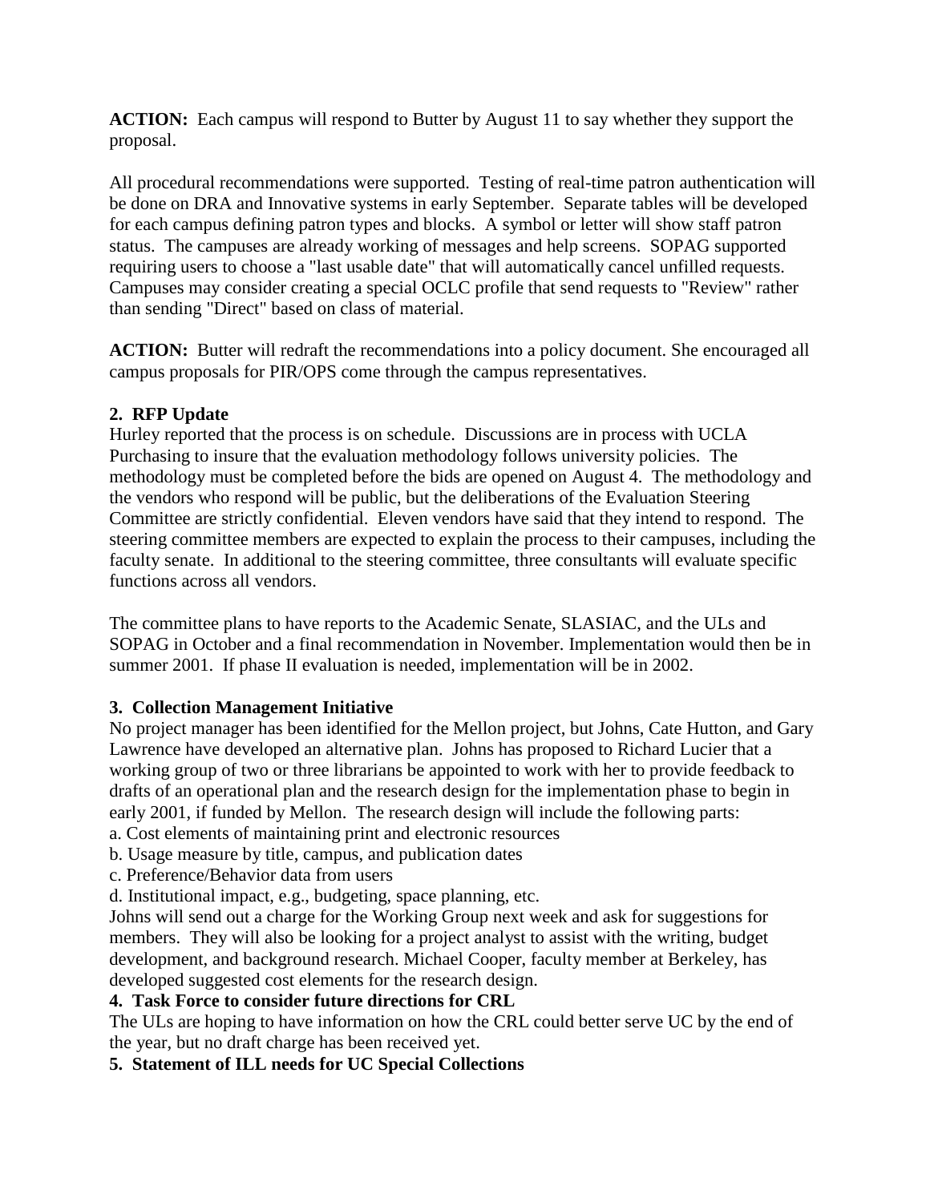**ACTION:** Each campus will respond to Butter by August 11 to say whether they support the proposal.

All procedural recommendations were supported. Testing of real-time patron authentication will be done on DRA and Innovative systems in early September. Separate tables will be developed for each campus defining patron types and blocks. A symbol or letter will show staff patron status. The campuses are already working of messages and help screens. SOPAG supported requiring users to choose a "last usable date" that will automatically cancel unfilled requests. Campuses may consider creating a special OCLC profile that send requests to "Review" rather than sending "Direct" based on class of material.

**ACTION:** Butter will redraft the recommendations into a policy document. She encouraged all campus proposals for PIR/OPS come through the campus representatives.

**2. RFP Update**

Hurley reported that the process is on schedule. Discussions are in process with UCLA Purchasing to insure that the evaluation methodology follows university policies. The methodology must be completed before the bids are opened on August 4. The methodology and the vendors who respond will be public, but the deliberations of the Evaluation Steering Committee are strictly confidential. Eleven vendors have said that they intend to respond. The steering committee members are expected to explain the process to their campuses, including the faculty senate. In additional to the steering committee, three consultants will evaluate specific functions across all vendors.

The committee plans to have reports to the Academic Senate, SLASIAC, and the ULs and SOPAG in October and a final recommendation in November. Implementation would then be in summer 2001. If phase II evaluation is needed, implementation will be in 2002.

**3. Collection Management Initiative**

No project manager has been identified for the Mellon project, but Johns, Cate Hutton, and Gary Lawrence have developed an alternative plan. Johns has proposed to Richard Lucier that a working group of two or three librarians be appointed to work with her to provide feedback to drafts of an operational plan and the research design for the implementation phase to begin in early 2001, if funded by Mellon. The research design will include the following parts:

a. Cost elements of maintaining print and electronic resources
b. Usage measure by title, campus, and publication dates
c. Preference/Behavior data from users
d. Institutional impact, e.g., budgeting, space planning, etc.

Johns will send out a charge for the Working Group next week and ask for suggestions for members. They will also be looking for a project analyst to assist with the writing, budget development, and background research. Michael Cooper, faculty member at Berkeley, has developed suggested cost elements for the research design.

**4. Task Force to consider future directions for CRL**

The ULs are hoping to have information on how the CRL could better serve UC by the end of the year, but no draft charge has been received yet.

**5. Statement of ILL needs for UC Special Collections**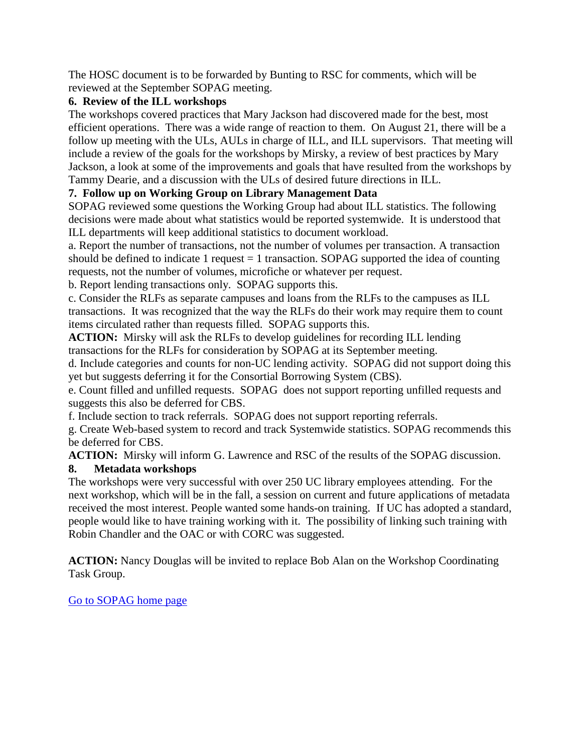The HOSC document is to be forwarded by Bunting to RSC for comments, which will be reviewed at the September SOPAG meeting.

### 6. Review of the ILL workshops

The workshops covered practices that Mary Jackson had discovered made for the best, most efficient operations. There was a wide range of reaction to them. On August 21, there will be a follow up meeting with the ULs, AULs in charge of ILL, and ILL supervisors. That meeting will include a review of the goals for the workshops by Mirsky, a review of best practices by Mary Jackson, a look at some of the improvements and goals that have resulted from the workshops by Tammy Dearie, and a discussion with the ULs of desired future directions in ILL.

### 7. Follow up on Working Group on Library Management Data

SOPAG reviewed some questions the Working Group had about ILL statistics. The following decisions were made about what statistics would be reported systemwide. It is understood that ILL departments will keep additional statistics to document workload.

a. Report the number of transactions, not the number of volumes per transaction. A transaction should be defined to indicate 1 request = 1 transaction. SOPAG supported the idea of counting requests, not the number of volumes, microfiche or whatever per request.

b. Report lending transactions only. SOPAG supports this.

c. Consider the RLFs as separate campuses and loans from the RLFs to the campuses as ILL transactions. It was recognized that the way the RLFs do their work may require them to count items circulated rather than requests filled. SOPAG supports this.

**ACTION:** Mirsky will ask the RLFs to develop guidelines for recording ILL lending transactions for the RLFs for consideration by SOPAG at its September meeting.

d. Include categories and counts for non-UC lending activity. SOPAG did not support doing this yet but suggests deferring it for the Consortial Borrowing System (CBS).

e. Count filled and unfilled requests. SOPAG does not support reporting unfilled requests and suggests this also be deferred for CBS.

f. Include section to track referrals. SOPAG does not support reporting referrals.

g. Create Web-based system to record and track Systemwide statistics. SOPAG recommends this be deferred for CBS.

**ACTION:** Mirsky will inform G. Lawrence and RSC of the results of the SOPAG discussion.

### 8. Metadata workshops

The workshops were very successful with over 250 UC library employees attending. For the next workshop, which will be in the fall, a session on current and future applications of metadata received the most interest. People wanted some hands-on training. If UC has adopted a standard, people would like to have training working with it. The possibility of linking such training with Robin Chandler and the OAC or with CORC was suggested.

**ACTION:** Nancy Douglas will be invited to replace Bob Alan on the Workshop Coordinating Task Group.

Go to SOPAG home page